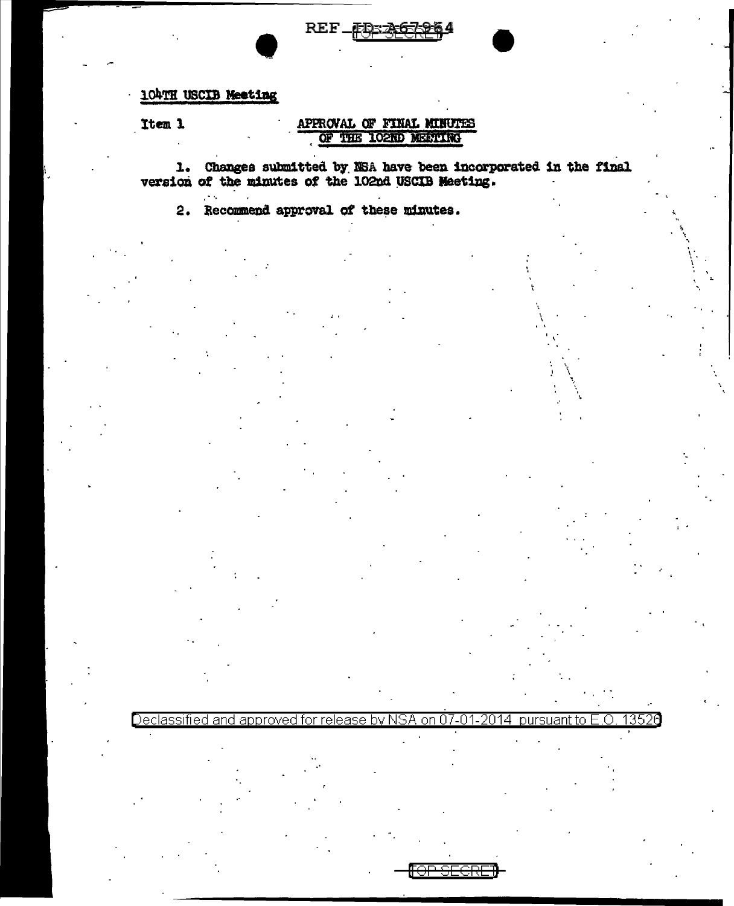REF ID:A67264

104TH USCIB Meeting

Item 1

APPROVAL OF FINAL MINUTES OF THE 102ND MEETING

1. Changes submitted by NSA have been incorporated in the final version of the minutes of the 102nd USCIB Meeting.

2. Recommend approval of these minutes.

Declassified and approved for release by NSA on 07-01-2014 pursuant to E.O. 13526

TOP SECRET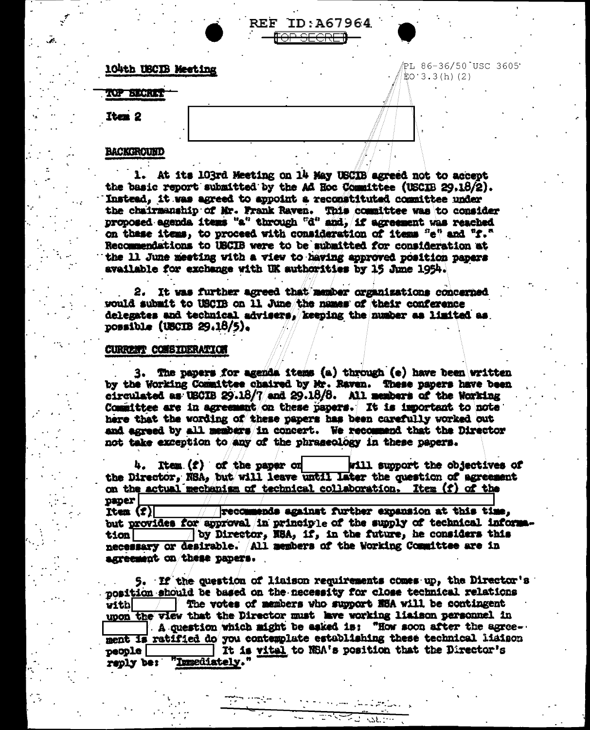REF ID:A67964

TOP SECRET

104th USCIB Meeting

PL 86-36/50 USC 3605
EO 3.3(h)(2)

TOP SECRET

Item 2

## BACKGROUND

1. At its 103rd Meeting on 14 May USCIB agreed not to accept the basic report submitted by the Ad Hoc Committee (USCIB 29.18/2). Instead, it was agreed to appoint a reconstituted committee under the chairmanship of Mr. Frank Raven. This committee was to consider proposed agenda items "a" through "d" and, if agreement was reached on these items, to proceed with consideration of items "e" and "f." Recommendations to USCIB were to be submitted for consideration at the 11 June meeting with a view to having approved position papers available for exchange with UK authorities by 15 June 1954.

2. It was further agreed that member organizations concerned would submit to USCIB on 11 June the names of their conference delegates and technical advisers, keeping the number as limited as possible (USCIB 29.18/5).

## CURRENT CONSIDERATION

3. The papers for agenda items (a) through (e) have been written by the Working Committee chaired by Mr. Raven. These papers have been circulated as USCIB 29.18/7 and 29.18/8. All members of the Working Committee are in agreement on these papers. It is important to note here that the wording of these papers has been carefully worked out and agreed by all members in concert. We recommend that the Director not take exception to any of the phraseology in these papers.

4. Item (f) of the paper on [ ] will support the objectives of the Director, NSA, but will leave until later the question of agreement on the actual mechanism of technical collaboration. Item (f) of the paper [ ] Item (f) [ ] recommends against further expansion at this time, but provides for approval in principle of the supply of technical information [ ] by Director, NSA, if, in the future, he considers this necessary or desirable. All members of the Working Committee are in agreement on these papers.

5. If the question of liaison requirements comes up, the Director's position should be based on the necessity for close technical relations with [ ] The votes of members who support NSA will be contingent upon the view that the Director must have working liaison personnel in [ ]. A question which might be asked is: "How soon after the agreement is ratified do you contemplate establishing these technical liaison people [ ] It is vital to NSA's position that the Director's reply be: "Immediately."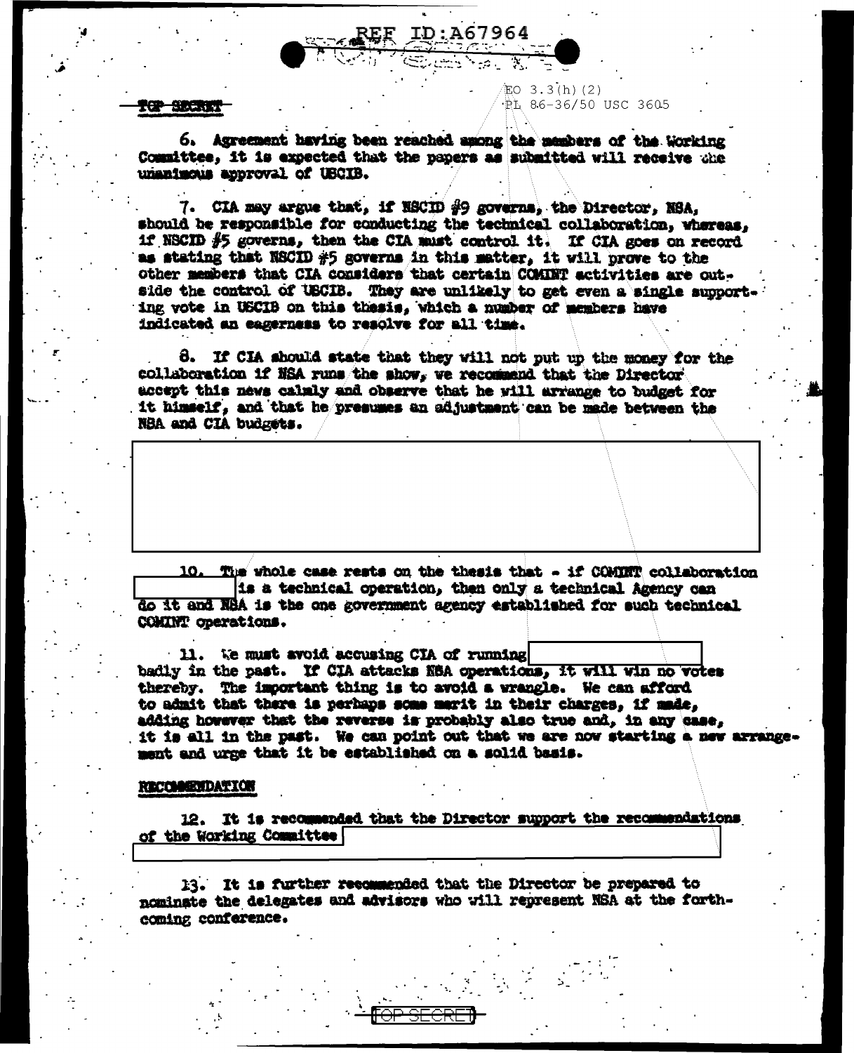TOP SECRET

EO 3.3(h)(2)
PL 86-36/50 USC 3605

6. Agreement having been reached among the members of the Working Committee, it is expected that the papers as submitted will receive the unanimous approval of USCIB.

7. CIA may argue that, if NSCID #9 governs, the Director, NSA, should be responsible for conducting the technical collaboration, whereas, if NSCID #5 governs, then the CIA must control it. If CIA goes on record as stating that NSCID #5 governs in this matter, it will prove to the other members that CIA considers that certain COMINT activities are outside the control of USCIB. They are unlikely to get even a single supporting vote in USCIB on this thesis, which a number of members have indicated an eagerness to resolve for all time.

8. If CIA should state that they will not put up the money for the collaboration if NSA runs the show, we recommend that the Director accept this news calmly and observe that he will arrange to budget for it himself, and that he presumes an adjustment can be made between the NSA and CIA budgets.

10. The whole case rests on the thesis that - if COMINT collaboration [redacted] is a technical operation, then only a technical Agency can do it and NSA is the one government agency established for such technical COMINT operations.

11. We must avoid accusing CIA of running [redacted] badly in the past. If CIA attacks NSA operations, it will win no votes thereby. The important thing is to avoid a wrangle. We can afford to admit that there is perhaps some merit in their charges, if made, adding however that the reverse is probably also true and, in any case, it is all in the past. We can point out that we are now starting a new arrangement and urge that it be established on a solid basis.

## RECOMMENDATION

12. It is recommended that the Director support the recommendations of the Working Committee [redacted]

13. It is further recommended that the Director be prepared to nominate the delegates and advisors who will represent NSA at the forthcoming conference.

TOP SECRET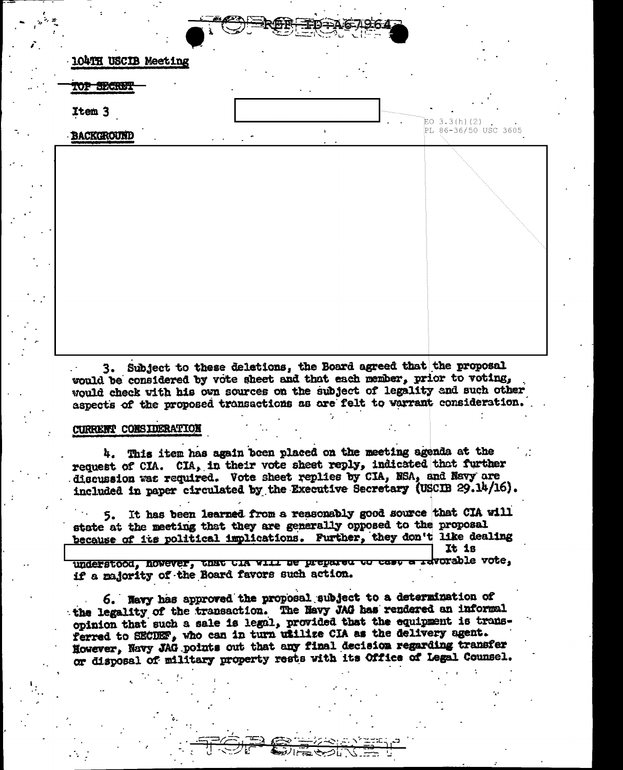104TH USCIB Meeting

~~TOP SECRET~~

Item 3

EO 3.3(h)(2)
PL 86-36/50 USC 3605

**BACKGROUND**

3. Subject to these deletions, the Board agreed that the proposal would be considered by vote sheet and that each member, prior to voting, would check with his own sources on the subject of legality and such other aspects of the proposed transactions as are felt to warrant consideration.

**CURRENT CONSIDERATION**

4. This item has again been placed on the meeting agenda at the request of CIA. CIA, in their vote sheet reply, indicated that further discussion was required. Vote sheet replies by CIA, NSA, and Navy are included in paper circulated by the Executive Secretary (USCIB 29.14/16).

5. It has been learned from a reasonably good source that CIA will state at the meeting that they are generally opposed to the proposal because of its political implications. Further, they don't like dealing [redacted] It is understood, however, that CIA will be prepared to cast a favorable vote, if a majority of the Board favors such action.

6. Navy has approved the proposal subject to a determination of the legality of the transaction. The Navy JAG has rendered an informal opinion that such a sale is legal, provided that the equipment is transferred to SECDEF, who can in turn utilize CIA as the delivery agent. However, Navy JAG points out that any final decision regarding transfer or disposal of military property rests with its Office of Legal Counsel.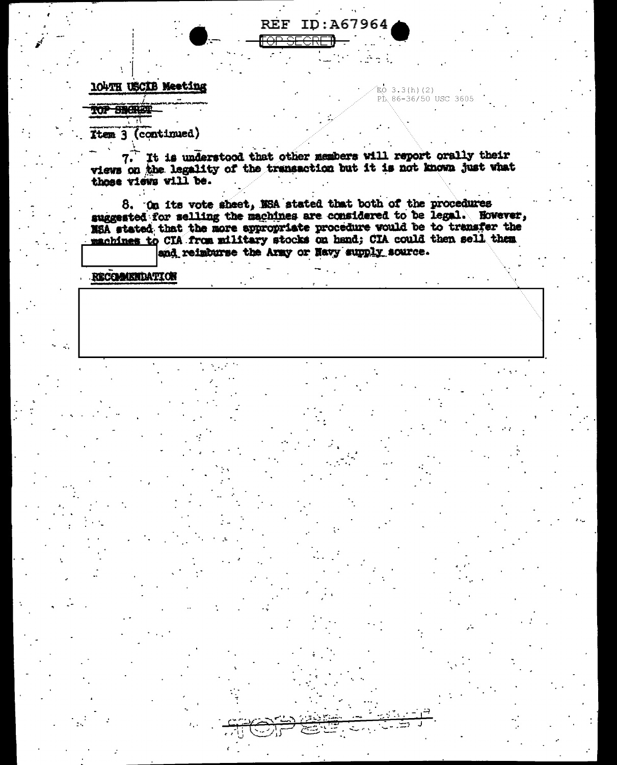REF ID:A67964

TOP SECRET

104TH USCIB Meeting

TOP SECRET

EO 3.3(h)(2)
PL 86-36/50 USC 3605

Item 3 (continued)

7. It is understood that other members will report orally their views on the legality of the transaction but it is not known just what those views will be.

8. On its vote sheet, NSA stated that both of the procedures suggested for selling the machines are considered to be legal. However, NSA stated that the more appropriate procedure would be to transfer the machines to CIA from military stocks on hand; CIA could then sell them [REDACTED] and reimburse the Army or Navy supply source.

RECOMMENDATION

[REDACTED]

TOP SECRET